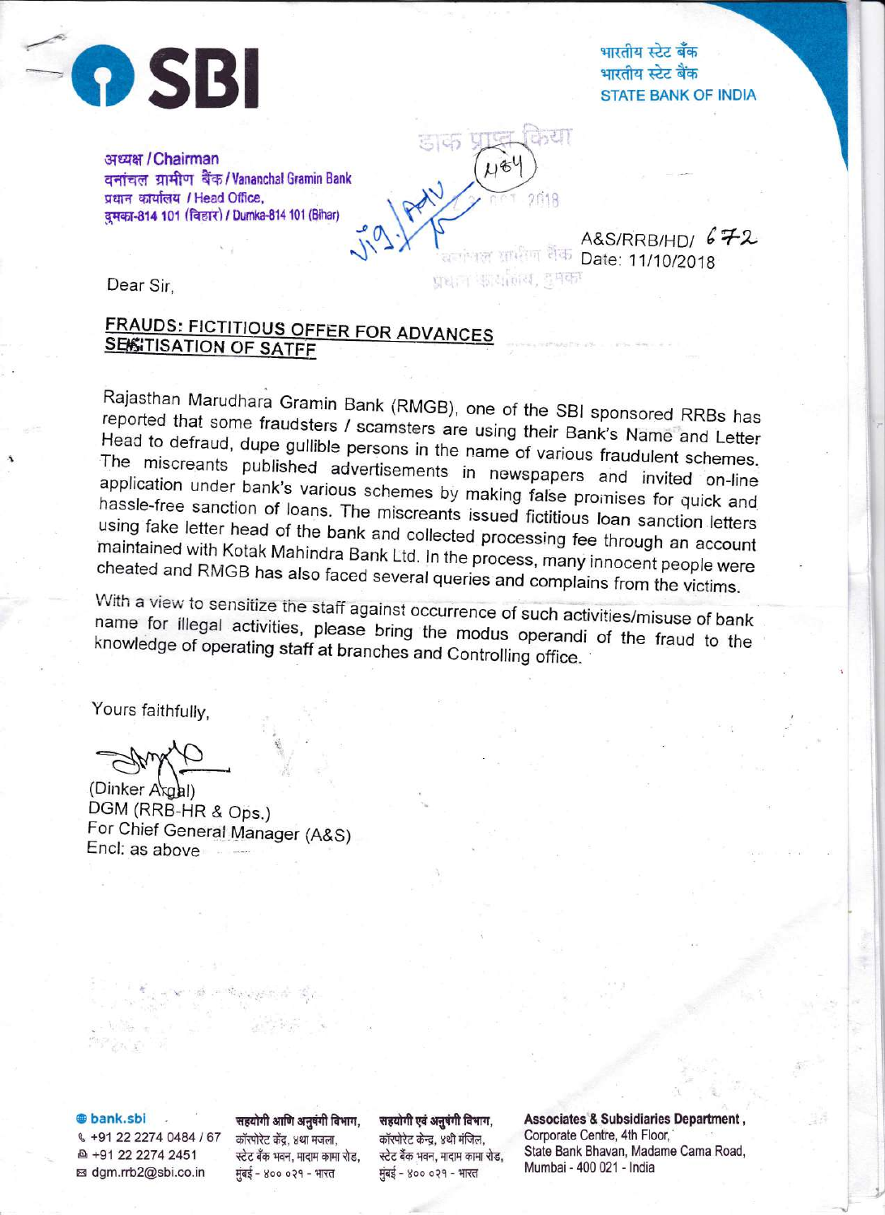SBI

भारतीय स्टेट बैंक
भारतीय स्टेट बैंक
STATE BANK OF INDIA

अध्यक्ष / Chairman
वनांचल ग्रामीण बैंक / Vananchal Gramin Bank
प्रधान कार्यालय / Head Office,
दुमका-814 101 (बिहार) / Dumka-814 101 (Bihar)

A&S/RRB/HD/ 672
Date: 11/10/2018

Dear Sir,

**FRAUDS: FICTITIOUS OFFER FOR ADVANCES**
**SENSITISATION OF SATFF**

Rajasthan Marudhara Gramin Bank (RMGB), one of the SBI sponsored RRBs has reported that some fraudsters / scamsters are using their Bank's Name and Letter Head to defraud, dupe gullible persons in the name of various fraudulent schemes. The miscreants published advertisements in newspapers and invited on-line application under bank's various schemes by making false promises for quick and hassle-free sanction of loans. The miscreants issued fictitious loan sanction letters using fake letter head of the bank and collected processing fee through an account maintained with Kotak Mahindra Bank Ltd. In the process, many innocent people were cheated and RMGB has also faced several queries and complains from the victims.

With a view to sensitize the staff against occurrence of such activities/misuse of bank name for illegal activities, please bring the modus operandi of the fraud to the knowledge of operating staff at branches and Controlling office.

Yours faithfully,

(Dinker Argal)
DGM (RRB-HR & Ops.)
For Chief General Manager (A&S)
Encl: as above

bank.sbi
+91 22 2274 0484 / 67
+91 22 2274 2451
dgm.rrb2@sbi.co.in

सहयोगी आणि अनुषंगी विभाग,
कॉर्पोरेट केंद्र, ४था मजला,
स्टेट बँक भवन, मादाम कामा रोड,
मुंबई - ४०० ०२१ - भारत

सहयोगी एवं अनुषंगी विभाग,
कॉर्पोरेट केन्द्र, ४थी मंजिल,
स्टेट बैंक भवन, मादाम कामा रोड,
मुंबई - ४०० ०२१ - भारत

Associates & Subsidiaries Department,
Corporate Centre, 4th Floor,
State Bank Bhavan, Madame Cama Road,
Mumbai - 400 021 - India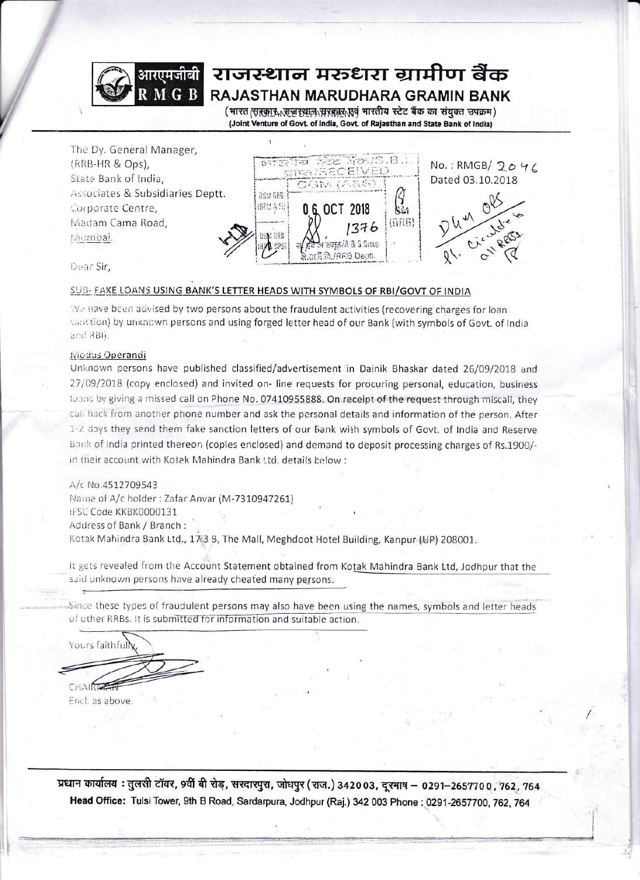# राजस्थान मरुधरा ग्रामीण बैंक

## RAJASTHAN MARUDHARA GRAMIN BANK

आरएमजीबी
R M G B

(भारत सरकार, राजस्थान सरकार एवं भारतीय स्टेट बैंक का संयुक्त उपक्रम)
(Joint Venture of Govt. of India, Govt. of Rajasthan and State Bank of India)

The Dy. General Manager,
(RRB-HR & Ops),
State Bank of India,
Associates & Subsidiaries Deptt.
Corporate Centre,
Madam Cama Road,
Mumbai.

भारतीय स्टेट बैंक/S.B.I.
प्राप्त/RECEIVED
CGM (A&S)
06 OCT 2018
1376
सहयोगी व अनुषंगी/A & S Group
क्षे.ग्रा.बैं./RRB Deptt.

No. : RMGB/ 2046
Dated 03.10.2018

DGM OPS
Pl. Circulate to all RRBs.

Dear Sir,

**SUB- FAKE LOANS USING BANK'S LETTER HEADS WITH SYMBOLS OF RBI/GOVT OF INDIA**

We have been advised by two persons about the fraudulent activities (recovering charges for loan sanction) by unknown persons and using forged letter head of our Bank (with symbols of Govt. of India and RBI).

**Modus Operandi**

Unknown persons have published classified/advertisement in Dainik Bhaskar dated 26/09/2018 and 27/09/2018 (copy enclosed) and invited on- line requests for procuring personal, education, business loans by giving a missed call on Phone No. 07410955888. On receipt of the request through miscall, they call back from another phone number and ask the personal details and information of the person. After 1-2 days they send them fake sanction letters of our Bank with symbols of Govt. of India and Reserve Bank of India printed thereon (copies enclosed) and demand to deposit processing charges of Rs.1900/- in their account with Kotak Mahindra Bank Ltd. details below :

A/c No.4512709543
Name of A/c holder : Zafar Anvar (M-7310947261)
IFSC Code KKBK0000131
Address of Bank / Branch :
Kotak Mahindra Bank Ltd., 173 B, The Mall, Meghdoot Hotel Building, Kanpur (UP) 208001.

It gets revealed from the Account Statement obtained from Kotak Mahindra Bank Ltd, Jodhpur that the said unknown persons have already cheated many persons.

Since these types of fraudulent persons may also have been using the names, symbols and letter heads of other RRBs. It is submitted for information and suitable action.

Yours faithfully,

CHAIRMAN
Encl. as above.

प्रधान कार्यालय : तुलसी टॉवर, 9वीं बी रोड, सरदारपुरा, जोधपुर (राज.) 342003, दूरभाष – 0291-2657700, 762, 764
Head Office: Tulsi Tower, 9th B Road, Sardarpura, Jodhpur (Raj.) 342 003 Phone : 0291-2657700, 762, 764